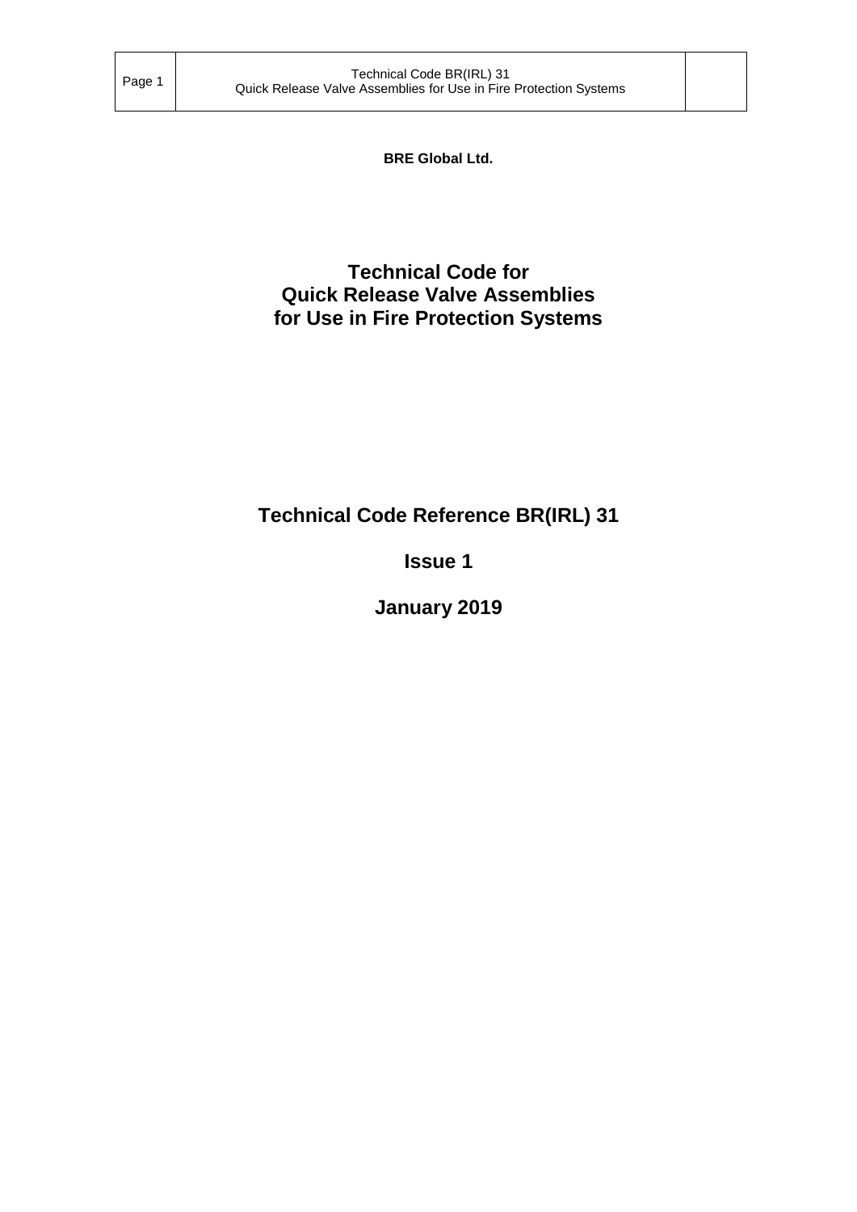**BRE Global Ltd.**

# Technical Code for Quick Release Valve Assemblies for Use in Fire Protection Systems

## Technical Code Reference BR(IRL) 31

## Issue 1

## January 2019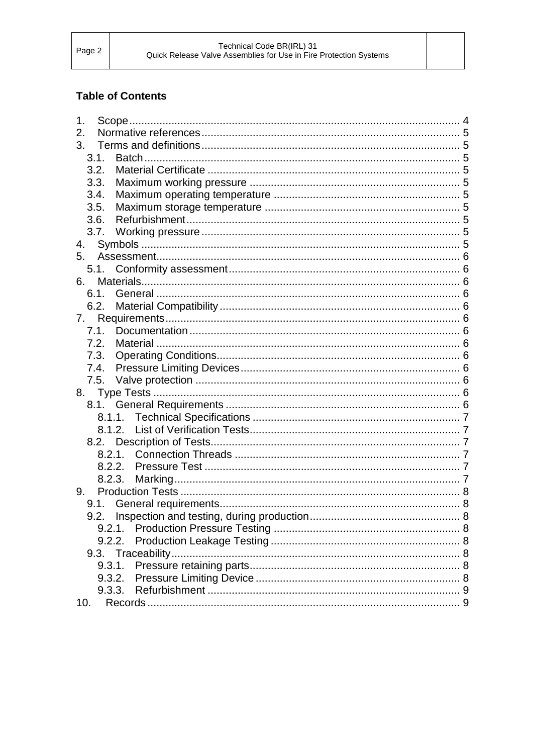## Table of Contents

1. Scope ........ 4
2. Normative references ........ 5
3. Terms and definitions ........ 5
    - 3.1. Batch ........ 5
    - 3.2. Material Certificate ........ 5
    - 3.3. Maximum working pressure ........ 5
    - 3.4. Maximum operating temperature ........ 5
    - 3.5. Maximum storage temperature ........ 5
    - 3.6. Refurbishment ........ 5
    - 3.7. Working pressure ........ 5
4. Symbols ........ 5
5. Assessment ........ 6
    - 5.1. Conformity assessment ........ 6
6. Materials ........ 6
    - 6.1. General ........ 6
    - 6.2. Material Compatibility ........ 6
7. Requirements ........ 6
    - 7.1. Documentation ........ 6
    - 7.2. Material ........ 6
    - 7.3. Operating Conditions ........ 6
    - 7.4. Pressure Limiting Devices ........ 6
    - 7.5. Valve protection ........ 6
8. Type Tests ........ 6
    - 8.1. General Requirements ........ 6
        - 8.1.1. Technical Specifications ........ 7
        - 8.1.2. List of Verification Tests ........ 7
    - 8.2. Description of Tests ........ 7
        - 8.2.1. Connection Threads ........ 7
        - 8.2.2. Pressure Test ........ 7
        - 8.2.3. Marking ........ 7
9. Production Tests ........ 8
    - 9.1. General requirements ........ 8
    - 9.2. Inspection and testing, during production ........ 8
        - 9.2.1. Production Pressure Testing ........ 8
        - 9.2.2. Production Leakage Testing ........ 8
    - 9.3. Traceability ........ 8
        - 9.3.1. Pressure retaining parts ........ 8
        - 9.3.2. Pressure Limiting Device ........ 8
        - 9.3.3. Refurbishment ........ 9
10. Records ........ 9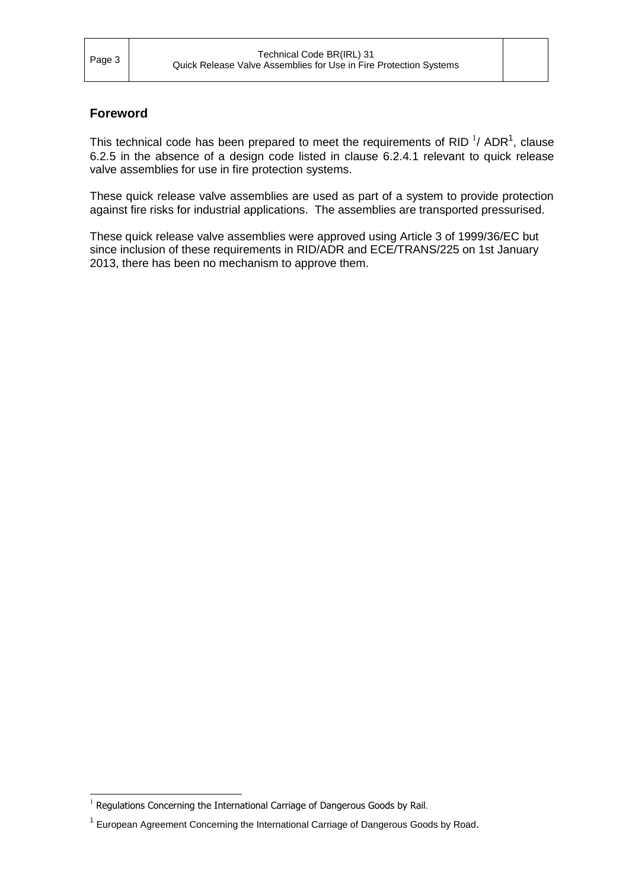## Foreword

This technical code has been prepared to meet the requirements of RID [1]/ ADR[1], clause 6.2.5 in the absence of a design code listed in clause 6.2.4.1 relevant to quick release valve assemblies for use in fire protection systems.

These quick release valve assemblies are used as part of a system to provide protection against fire risks for industrial applications. The assemblies are transported pressurised.

These quick release valve assemblies were approved using Article 3 of 1999/36/EC but since inclusion of these requirements in RID/ADR and ECE/TRANS/225 on 1st January 2013, there has been no mechanism to approve them.

---

[1] Regulations Concerning the International Carriage of Dangerous Goods by Rail.

[1] European Agreement Concerning the International Carriage of Dangerous Goods by Road.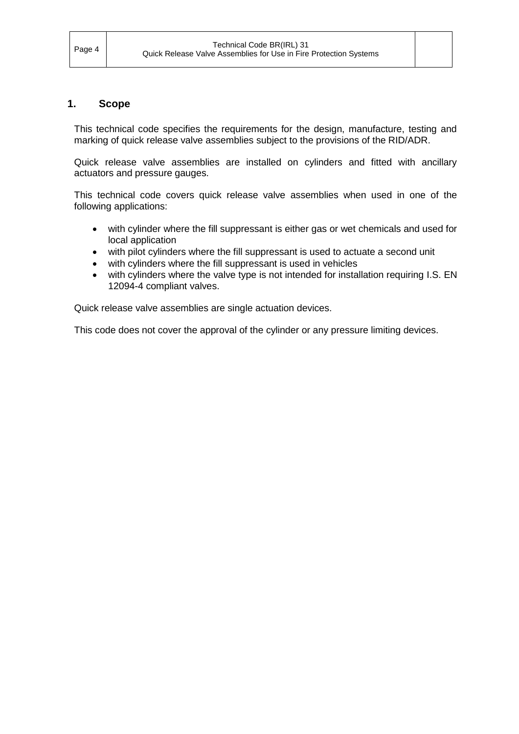## 1. Scope

This technical code specifies the requirements for the design, manufacture, testing and marking of quick release valve assemblies subject to the provisions of the RID/ADR.

Quick release valve assemblies are installed on cylinders and fitted with ancillary actuators and pressure gauges.

This technical code covers quick release valve assemblies when used in one of the following applications:

- with cylinder where the fill suppressant is either gas or wet chemicals and used for local application
- with pilot cylinders where the fill suppressant is used to actuate a second unit
- with cylinders where the fill suppressant is used in vehicles
- with cylinders where the valve type is not intended for installation requiring I.S. EN 12094-4 compliant valves.

Quick release valve assemblies are single actuation devices.

This code does not cover the approval of the cylinder or any pressure limiting devices.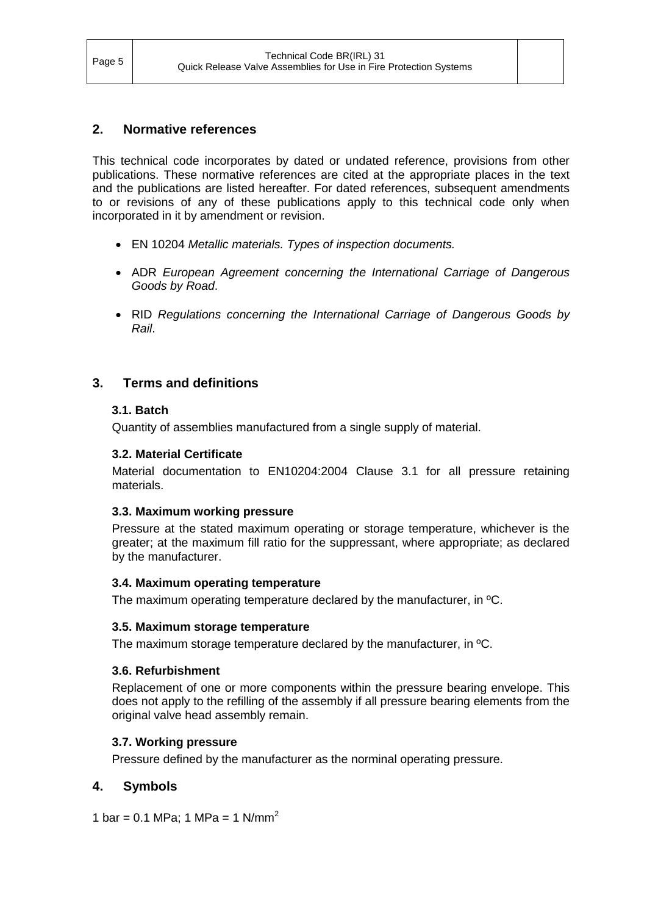## 2. Normative references

This technical code incorporates by dated or undated reference, provisions from other publications. These normative references are cited at the appropriate places in the text and the publications are listed hereafter. For dated references, subsequent amendments to or revisions of any of these publications apply to this technical code only when incorporated in it by amendment or revision.

- EN 10204 *Metallic materials. Types of inspection documents.*
- ADR *European Agreement concerning the International Carriage of Dangerous Goods by Road*.
- RID *Regulations concerning the International Carriage of Dangerous Goods by Rail*.

## 3. Terms and definitions

### 3.1. Batch

Quantity of assemblies manufactured from a single supply of material.

### 3.2. Material Certificate

Material documentation to EN10204:2004 Clause 3.1 for all pressure retaining materials.

### 3.3. Maximum working pressure

Pressure at the stated maximum operating or storage temperature, whichever is the greater; at the maximum fill ratio for the suppressant, where appropriate; as declared by the manufacturer.

### 3.4. Maximum operating temperature

The maximum operating temperature declared by the manufacturer, in ºC.

### 3.5. Maximum storage temperature

The maximum storage temperature declared by the manufacturer, in ºC.

### 3.6. Refurbishment

Replacement of one or more components within the pressure bearing envelope. This does not apply to the refilling of the assembly if all pressure bearing elements from the original valve head assembly remain.

### 3.7. Working pressure

Pressure defined by the manufacturer as the norminal operating pressure.

## 4. Symbols

1 bar = 0.1 MPa; 1 MPa = 1 $N/mm^2$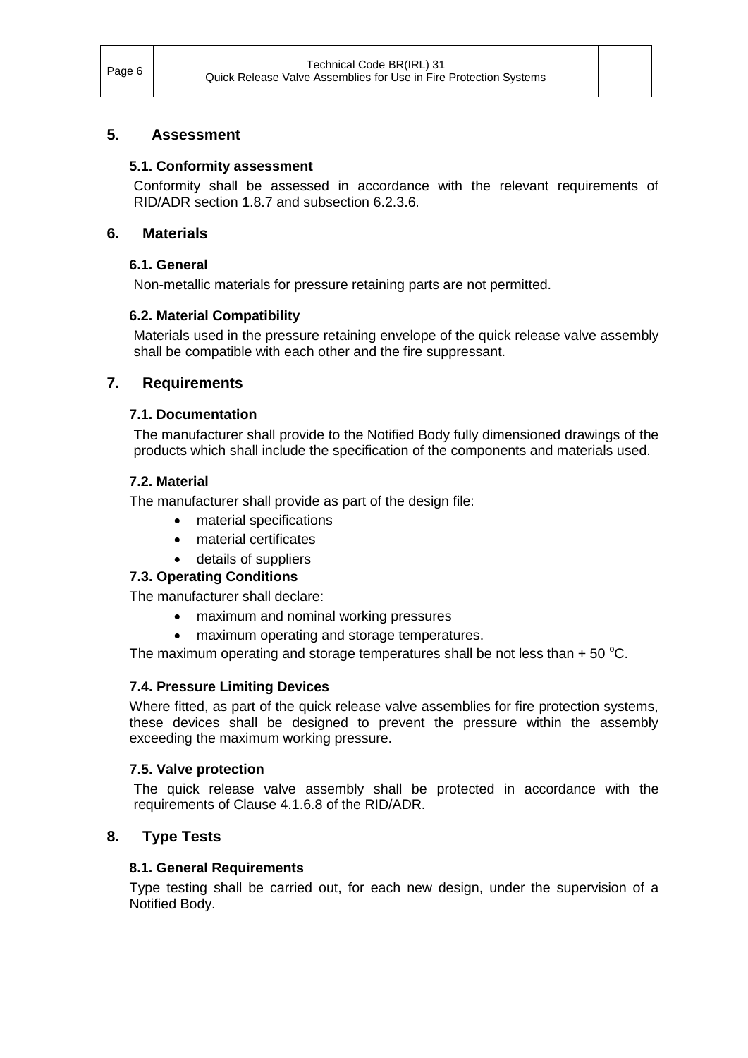## 5. Assessment

### 5.1. Conformity assessment

Conformity shall be assessed in accordance with the relevant requirements of RID/ADR section 1.8.7 and subsection 6.2.3.6.

## 6. Materials

### 6.1. General

Non-metallic materials for pressure retaining parts are not permitted.

### 6.2. Material Compatibility

Materials used in the pressure retaining envelope of the quick release valve assembly shall be compatible with each other and the fire suppressant.

## 7. Requirements

### 7.1. Documentation

The manufacturer shall provide to the Notified Body fully dimensioned drawings of the products which shall include the specification of the components and materials used.

### 7.2. Material

The manufacturer shall provide as part of the design file:

- material specifications
- material certificates
- details of suppliers

### 7.3. Operating Conditions

The manufacturer shall declare:

- maximum and nominal working pressures
- maximum operating and storage temperatures.

The maximum operating and storage temperatures shall be not less than + 50 $^{o}$C.

### 7.4. Pressure Limiting Devices

Where fitted, as part of the quick release valve assemblies for fire protection systems, these devices shall be designed to prevent the pressure within the assembly exceeding the maximum working pressure.

### 7.5. Valve protection

The quick release valve assembly shall be protected in accordance with the requirements of Clause 4.1.6.8 of the RID/ADR.

## 8. Type Tests

### 8.1. General Requirements

Type testing shall be carried out, for each new design, under the supervision of a Notified Body.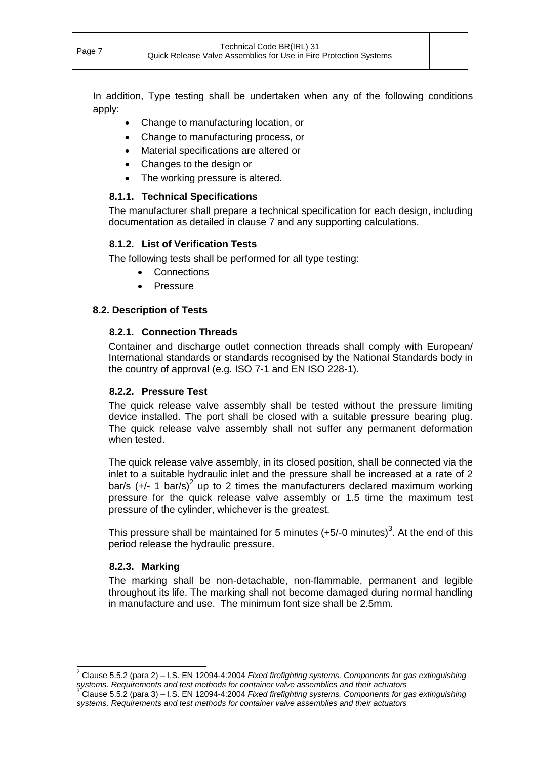In addition, Type testing shall be undertaken when any of the following conditions apply:

- Change to manufacturing location, or
- Change to manufacturing process, or
- Material specifications are altered or
- Changes to the design or
- The working pressure is altered.

### 8.1.1. Technical Specifications

The manufacturer shall prepare a technical specification for each design, including documentation as detailed in clause 7 and any supporting calculations.

### 8.1.2. List of Verification Tests

The following tests shall be performed for all type testing:

- Connections
- Pressure

## 8.2. Description of Tests

### 8.2.1. Connection Threads

Container and discharge outlet connection threads shall comply with European/ International standards or standards recognised by the National Standards body in the country of approval (e.g. ISO 7-1 and EN ISO 228-1).

### 8.2.2. Pressure Test

The quick release valve assembly shall be tested without the pressure limiting device installed. The port shall be closed with a suitable pressure bearing plug. The quick release valve assembly shall not suffer any permanent deformation when tested.

The quick release valve assembly, in its closed position, shall be connected via the inlet to a suitable hydraulic inlet and the pressure shall be increased at a rate of 2 bar/s (+/- 1 bar/s)[2] up to 2 times the manufacturers declared maximum working pressure for the quick release valve assembly or 1.5 time the maximum test pressure of the cylinder, whichever is the greatest.

This pressure shall be maintained for 5 minutes (+5/-0 minutes)[3]. At the end of this period release the hydraulic pressure.

### 8.2.3. Marking

The marking shall be non-detachable, non-flammable, permanent and legible throughout its life. The marking shall not become damaged during normal handling in manufacture and use. The minimum font size shall be 2.5mm.

---

[2] Clause 5.5.2 (para 2) – I.S. EN 12094-4:2004 *Fixed firefighting systems. Components for gas extinguishing systems. Requirements and test methods for container valve assemblies and their actuators*

[3] Clause 5.5.2 (para 3) – I.S. EN 12094-4:2004 *Fixed firefighting systems. Components for gas extinguishing systems. Requirements and test methods for container valve assemblies and their actuators*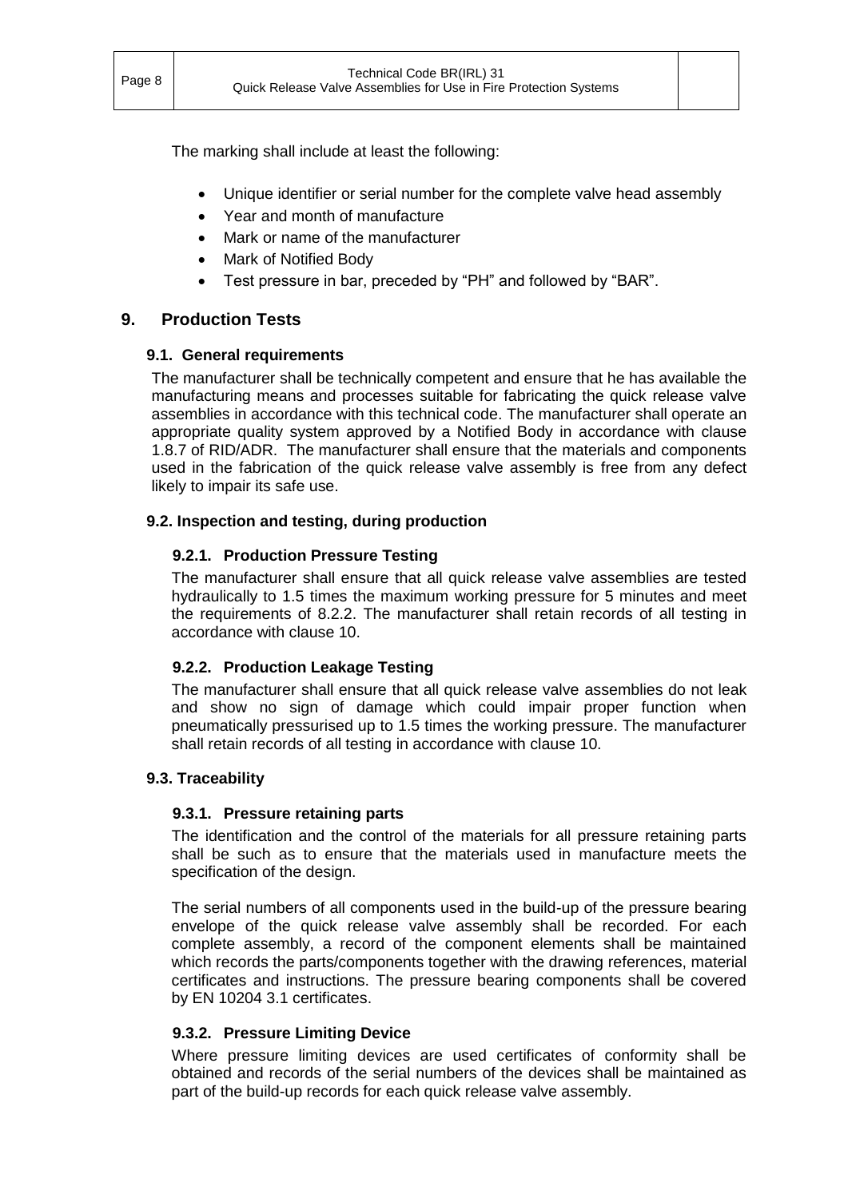The marking shall include at least the following:

- Unique identifier or serial number for the complete valve head assembly
- Year and month of manufacture
- Mark or name of the manufacturer
- Mark of Notified Body
- Test pressure in bar, preceded by "PH" and followed by "BAR".

## 9. Production Tests

### 9.1. General requirements

The manufacturer shall be technically competent and ensure that he has available the manufacturing means and processes suitable for fabricating the quick release valve assemblies in accordance with this technical code. The manufacturer shall operate an appropriate quality system approved by a Notified Body in accordance with clause 1.8.7 of RID/ADR. The manufacturer shall ensure that the materials and components used in the fabrication of the quick release valve assembly is free from any defect likely to impair its safe use.

### 9.2. Inspection and testing, during production

#### 9.2.1. Production Pressure Testing

The manufacturer shall ensure that all quick release valve assemblies are tested hydraulically to 1.5 times the maximum working pressure for 5 minutes and meet the requirements of 8.2.2. The manufacturer shall retain records of all testing in accordance with clause 10.

#### 9.2.2. Production Leakage Testing

The manufacturer shall ensure that all quick release valve assemblies do not leak and show no sign of damage which could impair proper function when pneumatically pressurised up to 1.5 times the working pressure. The manufacturer shall retain records of all testing in accordance with clause 10.

### 9.3. Traceability

#### 9.3.1. Pressure retaining parts

The identification and the control of the materials for all pressure retaining parts shall be such as to ensure that the materials used in manufacture meets the specification of the design.

The serial numbers of all components used in the build-up of the pressure bearing envelope of the quick release valve assembly shall be recorded. For each complete assembly, a record of the component elements shall be maintained which records the parts/components together with the drawing references, material certificates and instructions. The pressure bearing components shall be covered by EN 10204 3.1 certificates.

#### 9.3.2. Pressure Limiting Device

Where pressure limiting devices are used certificates of conformity shall be obtained and records of the serial numbers of the devices shall be maintained as part of the build-up records for each quick release valve assembly.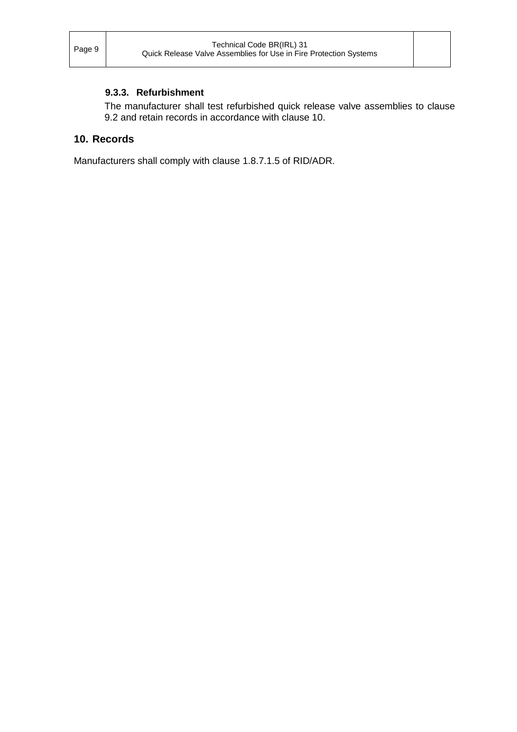### 9.3.3. Refurbishment

The manufacturer shall test refurbished quick release valve assemblies to clause 9.2 and retain records in accordance with clause 10.

## 10. Records

Manufacturers shall comply with clause 1.8.7.1.5 of RID/ADR.